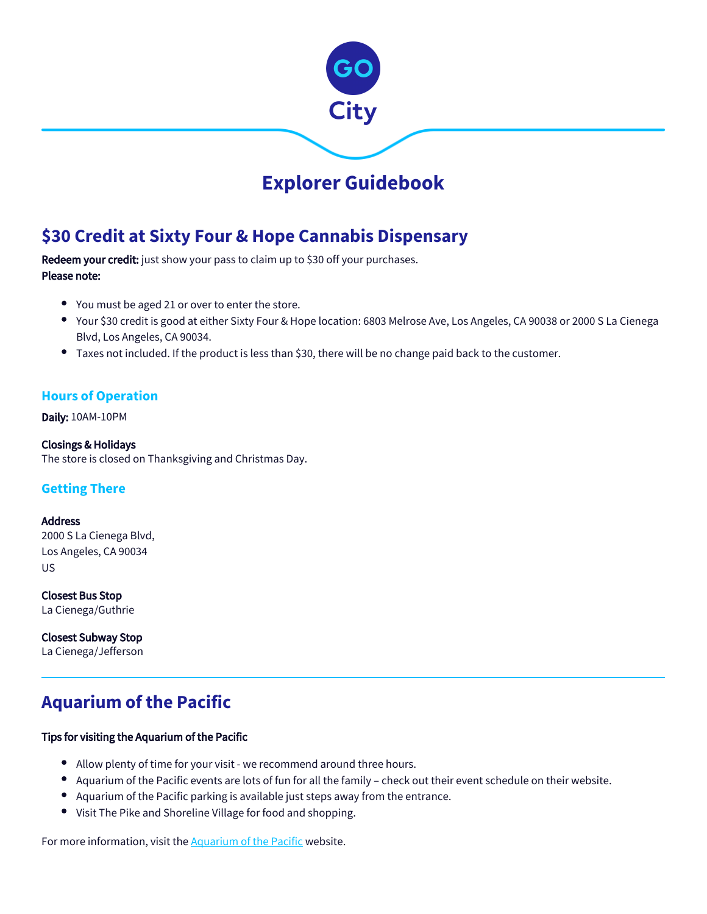GO City

# Explorer Guidebook

## $30 Credit at Sixty Four & Hope Cannabis Dispensary

**Redeem your credit:** just show your pass to claim up to $30 off your purchases.
**Please note:**

- You must be aged 21 or over to enter the store.
- Your $30 credit is good at either Sixty Four & Hope location: 6803 Melrose Ave, Los Angeles, CA 90038 or 2000 S La Cienega Blvd, Los Angeles, CA 90034.
- Taxes not included. If the product is less than $30, there will be no change paid back to the customer.

### Hours of Operation

**Daily:** 10AM-10PM

**Closings & Holidays**
The store is closed on Thanksgiving and Christmas Day.

### Getting There

**Address**
2000 S La Cienega Blvd,
Los Angeles, CA 90034
US

**Closest Bus Stop**
La Cienega/Guthrie

**Closest Subway Stop**
La Cienega/Jefferson

## Aquarium of the Pacific

**Tips for visiting the Aquarium of the Pacific**

- Allow plenty of time for your visit - we recommend around three hours.
- Aquarium of the Pacific events are lots of fun for all the family – check out their event schedule on their website.
- Aquarium of the Pacific parking is available just steps away from the entrance.
- Visit The Pike and Shoreline Village for food and shopping.

For more information, visit the Aquarium of the Pacific website.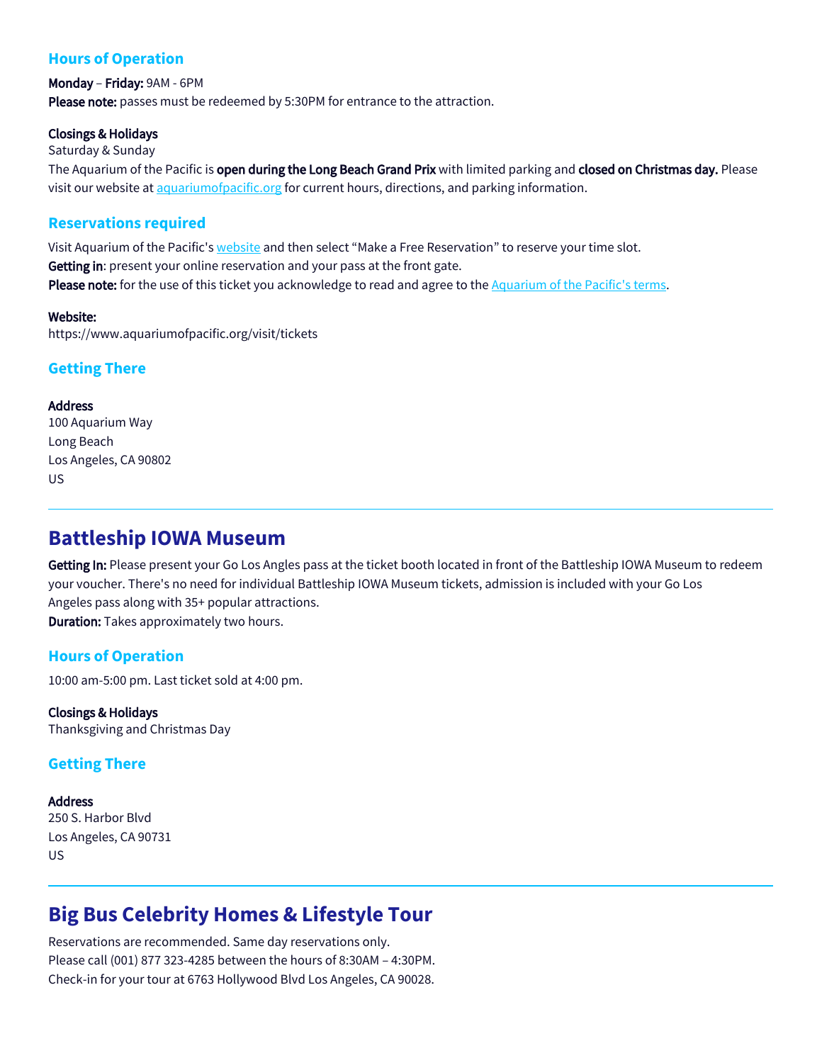### Hours of Operation

**Monday – Friday:** 9AM - 6PM
**Please note:** passes must be redeemed by 5:30PM for entrance to the attraction.

**Closings & Holidays**
Saturday & Sunday
The Aquarium of the Pacific is **open during the Long Beach Grand Prix** with limited parking and **closed on Christmas day.** Please visit our website at [aquariumofpacific.org](aquariumofpacific.org) for current hours, directions, and parking information.

### Reservations required

Visit Aquarium of the Pacific's [website](website) and then select "Make a Free Reservation" to reserve your time slot.
**Getting in**: present your online reservation and your pass at the front gate.
**Please note:** for the use of this ticket you acknowledge to read and agree to the [Aquarium of the Pacific's terms](Aquarium of the Pacific's terms).

**Website:**
https://www.aquariumofpacific.org/visit/tickets

### Getting There

**Address**
100 Aquarium Way
Long Beach
Los Angeles, CA 90802
US

---

## Battleship IOWA Museum

**Getting In:** Please present your Go Los Angles pass at the ticket booth located in front of the Battleship IOWA Museum to redeem your voucher. There's no need for individual Battleship IOWA Museum tickets, admission is included with your Go Los Angeles pass along with 35+ popular attractions.
**Duration:** Takes approximately two hours.

### Hours of Operation

10:00 am-5:00 pm. Last ticket sold at 4:00 pm.

**Closings & Holidays**
Thanksgiving and Christmas Day

### Getting There

**Address**
250 S. Harbor Blvd
Los Angeles, CA 90731
US

---

## Big Bus Celebrity Homes & Lifestyle Tour

Reservations are recommended. Same day reservations only.
Please call (001) 877 323-4285 between the hours of 8:30AM – 4:30PM.
Check-in for your tour at 6763 Hollywood Blvd Los Angeles, CA 90028.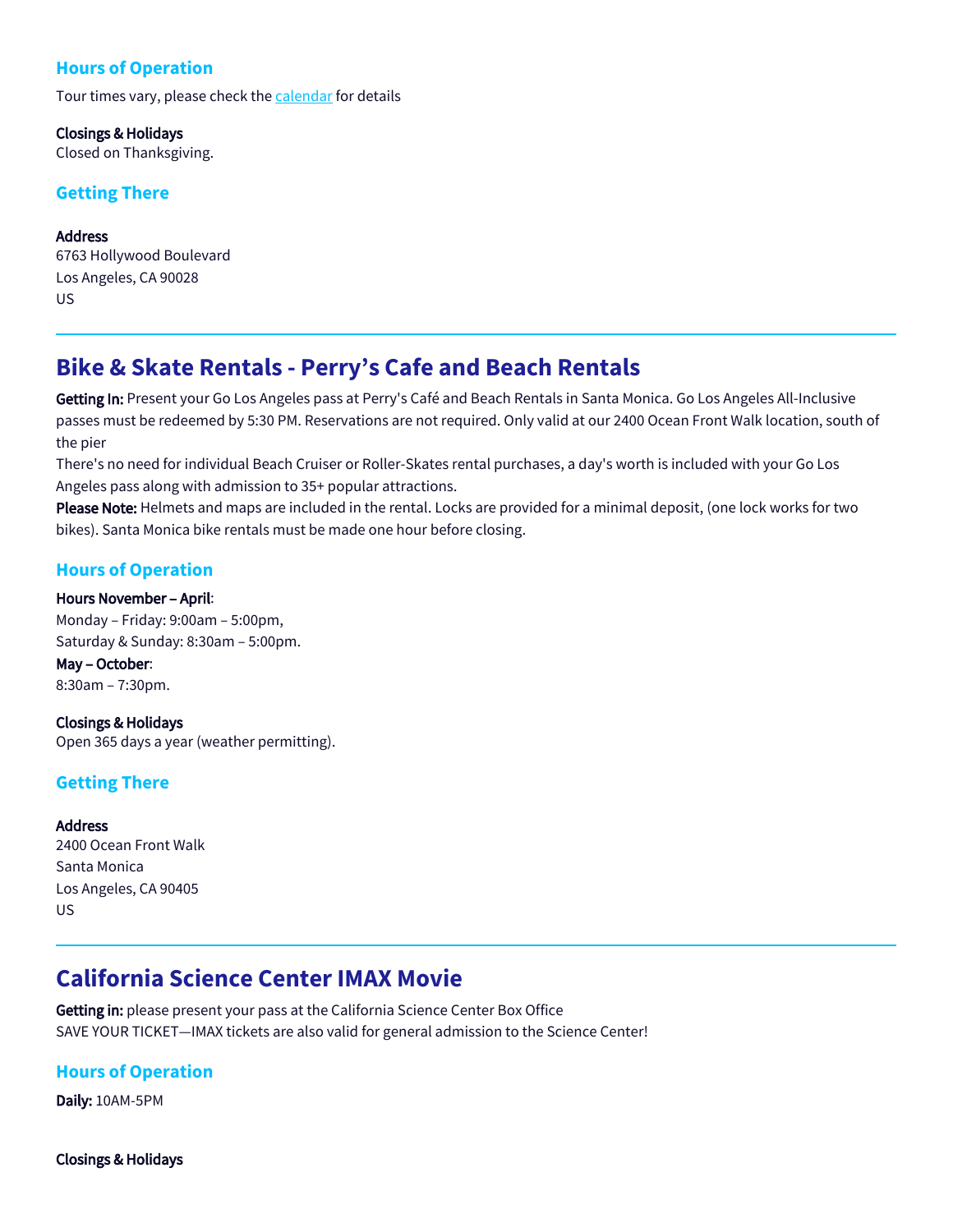### Hours of Operation

Tour times vary, please check the calendar for details

**Closings & Holidays**
Closed on Thanksgiving.

### Getting There

**Address**
6763 Hollywood Boulevard
Los Angeles, CA 90028
US

---

## Bike & Skate Rentals - Perry's Cafe and Beach Rentals

**Getting In:** Present your Go Los Angeles pass at Perry's Café and Beach Rentals in Santa Monica. Go Los Angeles All-Inclusive passes must be redeemed by 5:30 PM. Reservations are not required. Only valid at our 2400 Ocean Front Walk location, south of the pier
There's no need for individual Beach Cruiser or Roller-Skates rental purchases, a day's worth is included with your Go Los Angeles pass along with admission to 35+ popular attractions.
**Please Note:** Helmets and maps are included in the rental. Locks are provided for a minimal deposit, (one lock works for two bikes). Santa Monica bike rentals must be made one hour before closing.

### Hours of Operation

**Hours November – April**:
Monday – Friday: 9:00am – 5:00pm,
Saturday & Sunday: 8:30am – 5:00pm.
**May – October**:
8:30am – 7:30pm.

**Closings & Holidays**
Open 365 days a year (weather permitting).

### Getting There

**Address**
2400 Ocean Front Walk
Santa Monica
Los Angeles, CA 90405
US

---

## California Science Center IMAX Movie

**Getting in:** please present your pass at the California Science Center Box Office
SAVE YOUR TICKET—IMAX tickets are also valid for general admission to the Science Center!

### Hours of Operation

**Daily:** 10AM-5PM

**Closings & Holidays**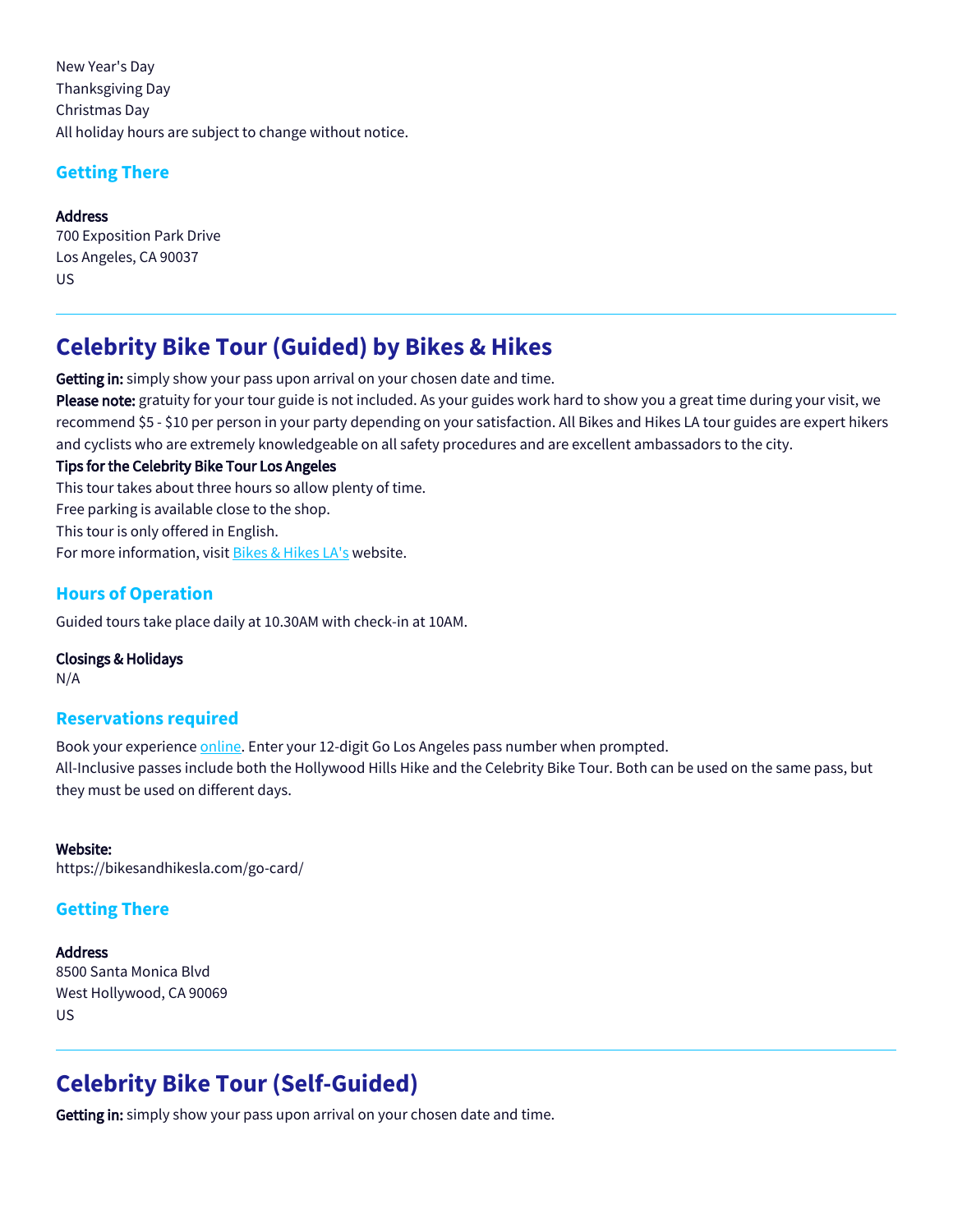New Year's Day
Thanksgiving Day
Christmas Day
All holiday hours are subject to change without notice.

### Getting There

**Address**
700 Exposition Park Drive
Los Angeles, CA 90037
US

---

## Celebrity Bike Tour (Guided) by Bikes & Hikes

**Getting in:** simply show your pass upon arrival on your chosen date and time.
**Please note:** gratuity for your tour guide is not included. As your guides work hard to show you a great time during your visit, we recommend $5 - $10 per person in your party depending on your satisfaction. All Bikes and Hikes LA tour guides are expert hikers and cyclists who are extremely knowledgeable on all safety procedures and are excellent ambassadors to the city.
**Tips for the Celebrity Bike Tour Los Angeles**
This tour takes about three hours so allow plenty of time.
Free parking is available close to the shop.
This tour is only offered in English.
For more information, visit Bikes & Hikes LA's website.

### Hours of Operation

Guided tours take place daily at 10.30AM with check-in at 10AM.

**Closings & Holidays**
N/A

### Reservations required

Book your experience online. Enter your 12-digit Go Los Angeles pass number when prompted.
All-Inclusive passes include both the Hollywood Hills Hike and the Celebrity Bike Tour. Both can be used on the same pass, but they must be used on different days.

**Website:**
https://bikesandhikesla.com/go-card/

### Getting There

**Address**
8500 Santa Monica Blvd
West Hollywood, CA 90069
US

---

## Celebrity Bike Tour (Self-Guided)

**Getting in:** simply show your pass upon arrival on your chosen date and time.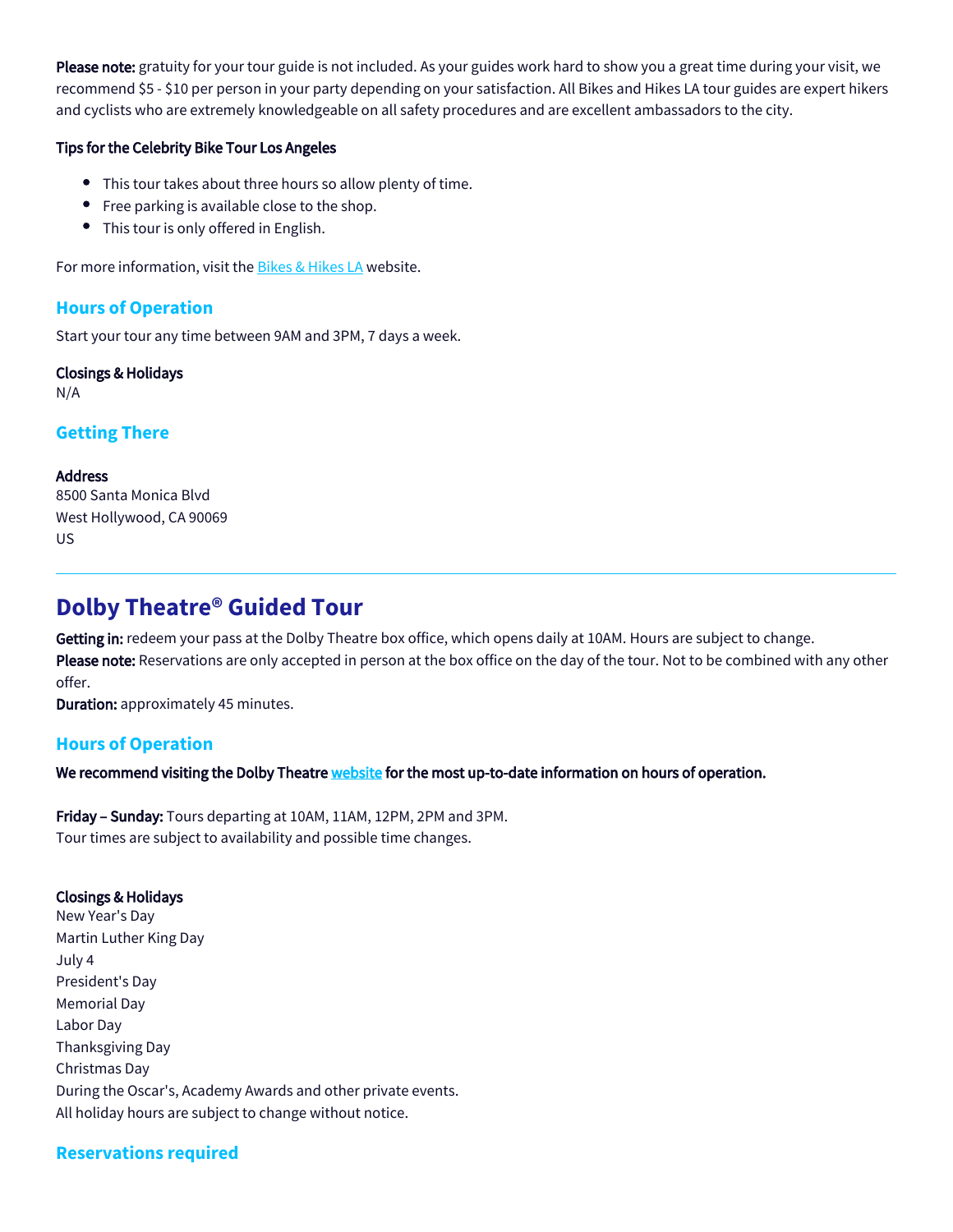**Please note:** gratuity for your tour guide is not included. As your guides work hard to show you a great time during your visit, we recommend $5 - $10 per person in your party depending on your satisfaction. All Bikes and Hikes LA tour guides are expert hikers and cyclists who are extremely knowledgeable on all safety procedures and are excellent ambassadors to the city.

**Tips for the Celebrity Bike Tour Los Angeles**

- This tour takes about three hours so allow plenty of time.
- Free parking is available close to the shop.
- This tour is only offered in English.

For more information, visit the Bikes & Hikes LA website.

### Hours of Operation

Start your tour any time between 9AM and 3PM, 7 days a week.

**Closings & Holidays**
N/A

### Getting There

**Address**
8500 Santa Monica Blvd
West Hollywood, CA 90069
US

---

## Dolby Theatre® Guided Tour

**Getting in:** redeem your pass at the Dolby Theatre box office, which opens daily at 10AM. Hours are subject to change.
**Please note:** Reservations are only accepted in person at the box office on the day of the tour. Not to be combined with any other offer.
**Duration:** approximately 45 minutes.

### Hours of Operation

**We recommend visiting the Dolby Theatre website for the most up-to-date information on hours of operation.**

**Friday – Sunday:** Tours departing at 10AM, 11AM, 12PM, 2PM and 3PM.
Tour times are subject to availability and possible time changes.

**Closings & Holidays**
New Year's Day
Martin Luther King Day
July 4
President's Day
Memorial Day
Labor Day
Thanksgiving Day
Christmas Day
During the Oscar's, Academy Awards and other private events.
All holiday hours are subject to change without notice.

### Reservations required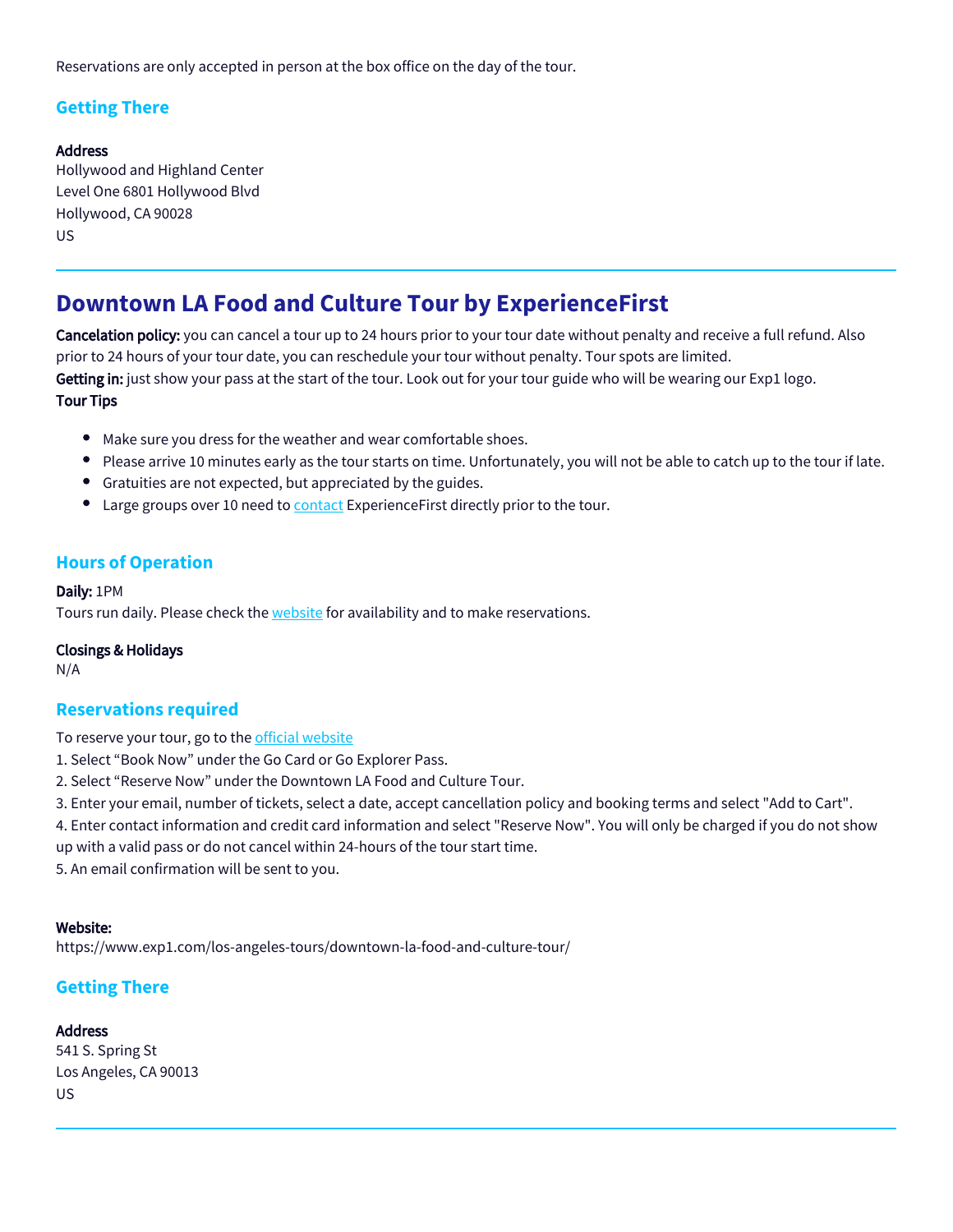Reservations are only accepted in person at the box office on the day of the tour.

### Getting There

**Address**
Hollywood and Highland Center
Level One 6801 Hollywood Blvd
Hollywood, CA 90028
US

---

## Downtown LA Food and Culture Tour by ExperienceFirst

**Cancelation policy:** you can cancel a tour up to 24 hours prior to your tour date without penalty and receive a full refund. Also prior to 24 hours of your tour date, you can reschedule your tour without penalty. Tour spots are limited.
**Getting in:** just show your pass at the start of the tour. Look out for your tour guide who will be wearing our Exp1 logo.
**Tour Tips**

- Make sure you dress for the weather and wear comfortable shoes.
- Please arrive 10 minutes early as the tour starts on time. Unfortunately, you will not be able to catch up to the tour if late.
- Gratuities are not expected, but appreciated by the guides.
- Large groups over 10 need to contact ExperienceFirst directly prior to the tour.

### Hours of Operation

**Daily:** 1PM
Tours run daily. Please check the website for availability and to make reservations.

**Closings & Holidays**
N/A

### Reservations required

To reserve your tour, go to the official website
1. Select “Book Now” under the Go Card or Go Explorer Pass.
2. Select “Reserve Now” under the Downtown LA Food and Culture Tour.
3. Enter your email, number of tickets, select a date, accept cancellation policy and booking terms and select "Add to Cart".
4. Enter contact information and credit card information and select "Reserve Now". You will only be charged if you do not show up with a valid pass or do not cancel within 24-hours of the tour start time.
5. An email confirmation will be sent to you.

**Website:**
https://www.exp1.com/los-angeles-tours/downtown-la-food-and-culture-tour/

### Getting There

**Address**
541 S. Spring St
Los Angeles, CA 90013
US

---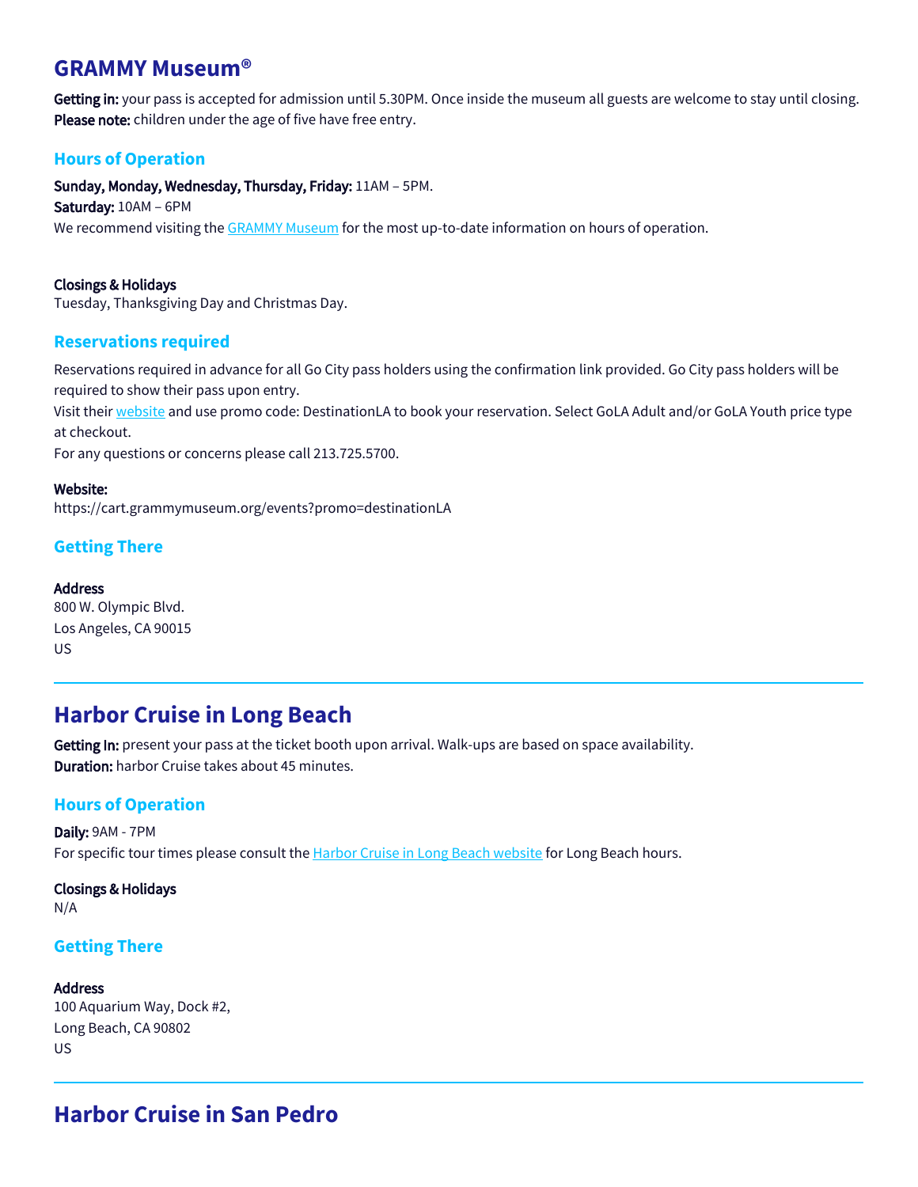## GRAMMY Museum®

**Getting in:** your pass is accepted for admission until 5.30PM. Once inside the museum all guests are welcome to stay until closing.
**Please note:** children under the age of five have free entry.

### Hours of Operation

**Sunday, Monday, Wednesday, Thursday, Friday:** 11AM – 5PM.
**Saturday:** 10AM – 6PM
We recommend visiting the GRAMMY Museum for the most up-to-date information on hours of operation.

**Closings & Holidays**
Tuesday, Thanksgiving Day and Christmas Day.

### Reservations required

Reservations required in advance for all Go City pass holders using the confirmation link provided. Go City pass holders will be required to show their pass upon entry.
Visit their website and use promo code: DestinationLA to book your reservation. Select GoLA Adult and/or GoLA Youth price type at checkout.
For any questions or concerns please call 213.725.5700.

**Website:**
https://cart.grammymuseum.org/events?promo=destinationLA

### Getting There

**Address**
800 W. Olympic Blvd.
Los Angeles, CA 90015
US

---

## Harbor Cruise in Long Beach

**Getting In:** present your pass at the ticket booth upon arrival. Walk-ups are based on space availability.
**Duration:** harbor Cruise takes about 45 minutes.

### Hours of Operation

**Daily:** 9AM - 7PM
For specific tour times please consult the Harbor Cruise in Long Beach website for Long Beach hours.

**Closings & Holidays**
N/A

### Getting There

**Address**
100 Aquarium Way, Dock #2,
Long Beach, CA 90802
US

---

## Harbor Cruise in San Pedro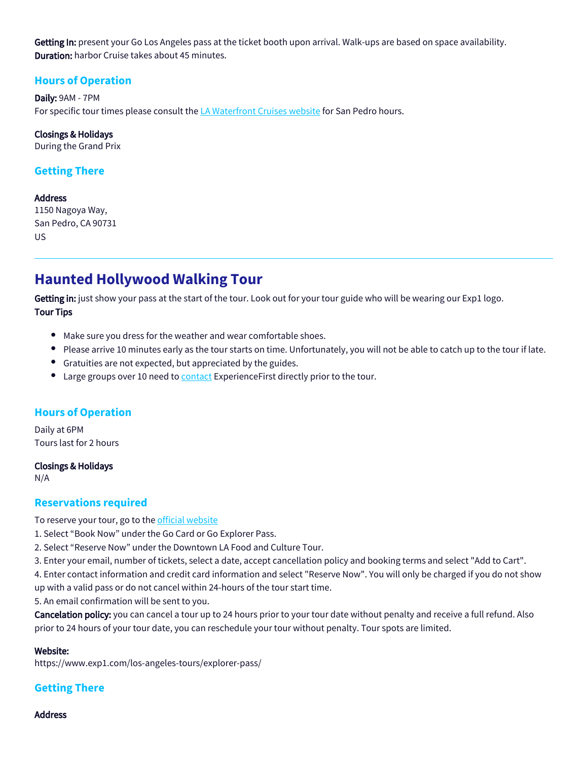**Getting In:** present your Go Los Angeles pass at the ticket booth upon arrival. Walk-ups are based on space availability.
**Duration:** harbor Cruise takes about 45 minutes.

### Hours of Operation

**Daily:** 9AM - 7PM
For specific tour times please consult the [LA Waterfront Cruises website]() for San Pedro hours.

**Closings & Holidays**
During the Grand Prix

### Getting There

**Address**
1150 Nagoya Way,
San Pedro, CA 90731
US

---

## Haunted Hollywood Walking Tour

**Getting in:** just show your pass at the start of the tour. Look out for your tour guide who will be wearing our Exp1 logo.
**Tour Tips**

- Make sure you dress for the weather and wear comfortable shoes.
- Please arrive 10 minutes early as the tour starts on time. Unfortunately, you will not be able to catch up to the tour if late.
- Gratuities are not expected, but appreciated by the guides.
- Large groups over 10 need to [contact]() ExperienceFirst directly prior to the tour.

### Hours of Operation

Daily at 6PM
Tours last for 2 hours

**Closings & Holidays**
N/A

### Reservations required

To reserve your tour, go to the [official website]()
1. Select "Book Now" under the Go Card or Go Explorer Pass.
2. Select "Reserve Now" under the Downtown LA Food and Culture Tour.
3. Enter your email, number of tickets, select a date, accept cancellation policy and booking terms and select "Add to Cart".
4. Enter contact information and credit card information and select "Reserve Now". You will only be charged if you do not show up with a valid pass or do not cancel within 24-hours of the tour start time.
5. An email confirmation will be sent to you.
**Cancelation policy:** you can cancel a tour up to 24 hours prior to your tour date without penalty and receive a full refund. Also prior to 24 hours of your tour date, you can reschedule your tour without penalty. Tour spots are limited.

**Website:**
https://www.exp1.com/los-angeles-tours/explorer-pass/

### Getting There

**Address**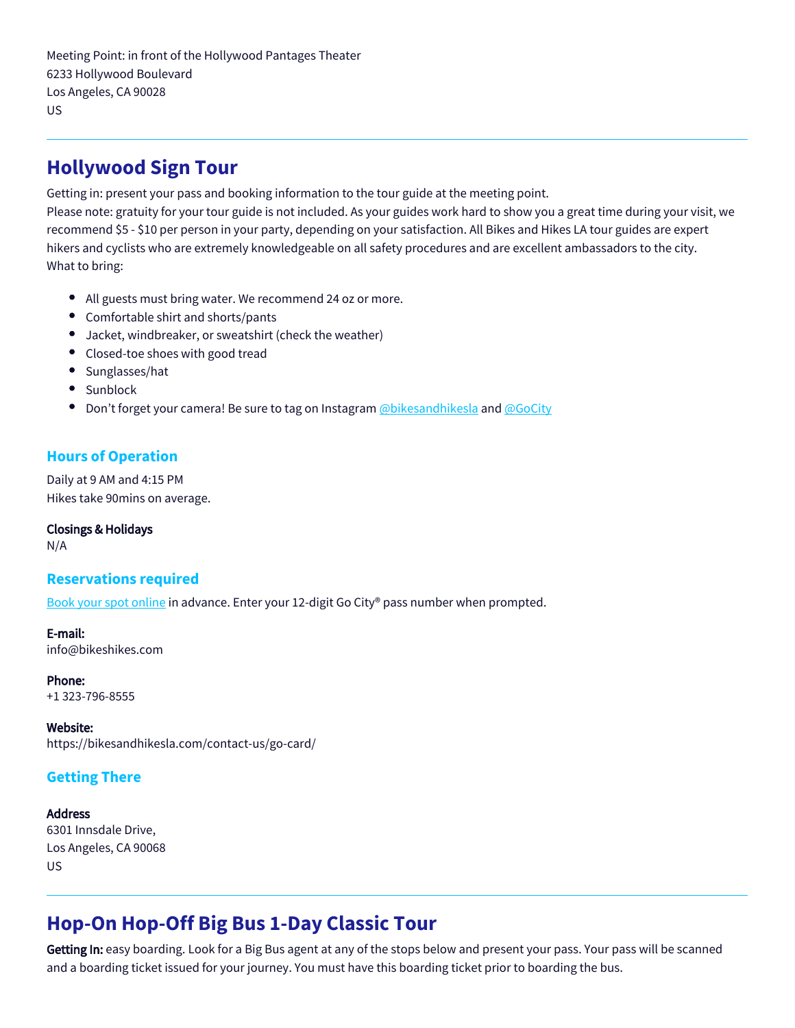Meeting Point: in front of the Hollywood Pantages Theater
6233 Hollywood Boulevard
Los Angeles, CA 90028
US

---

## Hollywood Sign Tour

Getting in: present your pass and booking information to the tour guide at the meeting point.
Please note: gratuity for your tour guide is not included. As your guides work hard to show you a great time during your visit, we recommend $5 - $10 per person in your party, depending on your satisfaction. All Bikes and Hikes LA tour guides are expert hikers and cyclists who are extremely knowledgeable on all safety procedures and are excellent ambassadors to the city.
What to bring:

- All guests must bring water. We recommend 24 oz or more.
- Comfortable shirt and shorts/pants
- Jacket, windbreaker, or sweatshirt (check the weather)
- Closed-toe shoes with good tread
- Sunglasses/hat
- Sunblock
- Don't forget your camera! Be sure to tag on Instagram @bikesandhikesla and @GoCity

### Hours of Operation

Daily at 9 AM and 4:15 PM
Hikes take 90mins on average.

**Closings & Holidays**
N/A

### Reservations required

Book your spot online in advance. Enter your 12-digit Go City® pass number when prompted.

**E-mail:**
info@bikeshikes.com

**Phone:**
+1 323-796-8555

**Website:**
https://bikesandhikesla.com/contact-us/go-card/

### Getting There

**Address**
6301 Innsdale Drive,
Los Angeles, CA 90068
US

---

## Hop-On Hop-Off Big Bus 1-Day Classic Tour

**Getting In:** easy boarding. Look for a Big Bus agent at any of the stops below and present your pass. Your pass will be scanned and a boarding ticket issued for your journey. You must have this boarding ticket prior to boarding the bus.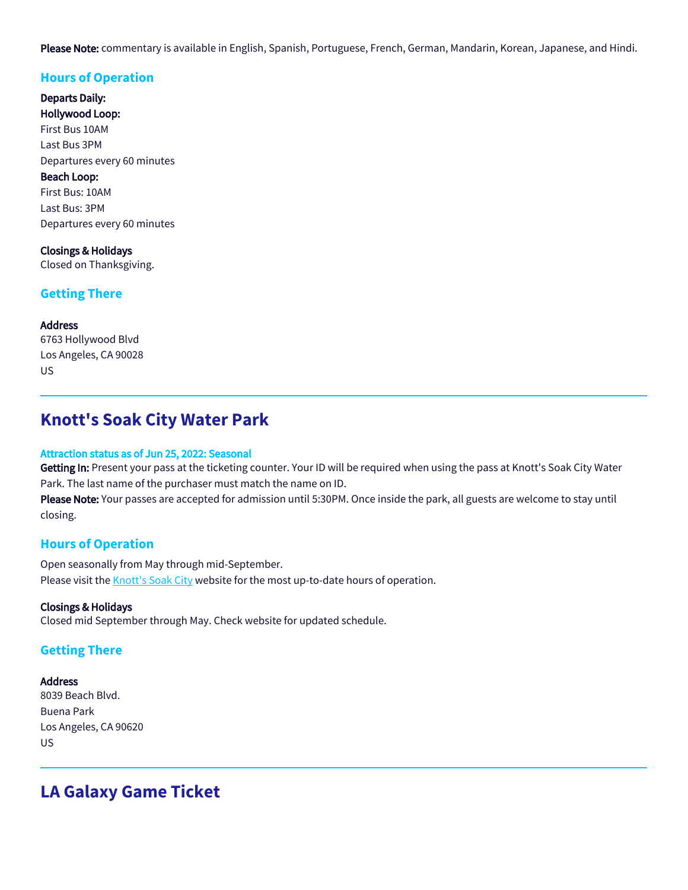**Please Note:** commentary is available in English, Spanish, Portuguese, French, German, Mandarin, Korean, Japanese, and Hindi.

### Hours of Operation

**Departs Daily:**
**Hollywood Loop:**
First Bus 10AM
Last Bus 3PM
Departures every 60 minutes
**Beach Loop:**
First Bus: 10AM
Last Bus: 3PM
Departures every 60 minutes

**Closings & Holidays**
Closed on Thanksgiving.

### Getting There

**Address**
6763 Hollywood Blvd
Los Angeles, CA 90028
US

---

## Knott's Soak City Water Park

**Attraction status as of Jun 25, 2022: Seasonal**
**Getting In:** Present your pass at the ticketing counter. Your ID will be required when using the pass at Knott's Soak City Water Park. The last name of the purchaser must match the name on ID.
**Please Note:** Your passes are accepted for admission until 5:30PM. Once inside the park, all guests are welcome to stay until closing.

### Hours of Operation

Open seasonally from May through mid-September.
Please visit the Knott's Soak City website for the most up-to-date hours of operation.

**Closings & Holidays**
Closed mid September through May. Check website for updated schedule.

### Getting There

**Address**
8039 Beach Blvd.
Buena Park
Los Angeles, CA 90620
US

---

## LA Galaxy Game Ticket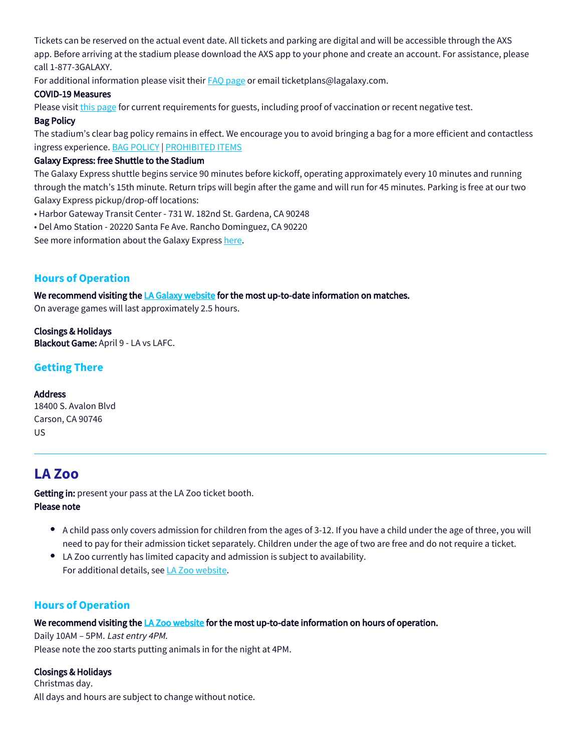Tickets can be reserved on the actual event date. All tickets and parking are digital and will be accessible through the AXS app. Before arriving at the stadium please download the AXS app to your phone and create an account. For assistance, please call 1-877-3GALAXY.

For additional information please visit their FAQ page or email ticketplans@lagalaxy.com.

**COVID-19 Measures**

Please visit this page for current requirements for guests, including proof of vaccination or recent negative test.

**Bag Policy**

The stadium's clear bag policy remains in effect. We encourage you to avoid bringing a bag for a more efficient and contactless ingress experience. BAG POLICY | PROHIBITED ITEMS

**Galaxy Express: free Shuttle to the Stadium**

The Galaxy Express shuttle begins service 90 minutes before kickoff, operating approximately every 10 minutes and running through the match's 15th minute. Return trips will begin after the game and will run for 45 minutes. Parking is free at our two Galaxy Express pickup/drop-off locations:

• Harbor Gateway Transit Center - 731 W. 182nd St. Gardena, CA 90248

• Del Amo Station - 20220 Santa Fe Ave. Rancho Dominguez, CA 90220

See more information about the Galaxy Express here.

### Hours of Operation

**We recommend visiting the LA Galaxy website for the most up-to-date information on matches.**

On average games will last approximately 2.5 hours.

**Closings & Holidays**

**Blackout Game:** April 9 - LA vs LAFC.

### Getting There

**Address**

18400 S. Avalon Blvd
Carson, CA 90746
US

---

## LA Zoo

**Getting in:** present your pass at the LA Zoo ticket booth.

**Please note**

- A child pass only covers admission for children from the ages of 3-12. If you have a child under the age of three, you will need to pay for their admission ticket separately. Children under the age of two are free and do not require a ticket.
- LA Zoo currently has limited capacity and admission is subject to availability.
  For additional details, see LA Zoo website.

### Hours of Operation

**We recommend visiting the LA Zoo website for the most up-to-date information on hours of operation.**

Daily 10AM – 5PM. *Last entry 4PM.*

Please note the zoo starts putting animals in for the night at 4PM.

**Closings & Holidays**

Christmas day.

All days and hours are subject to change without notice.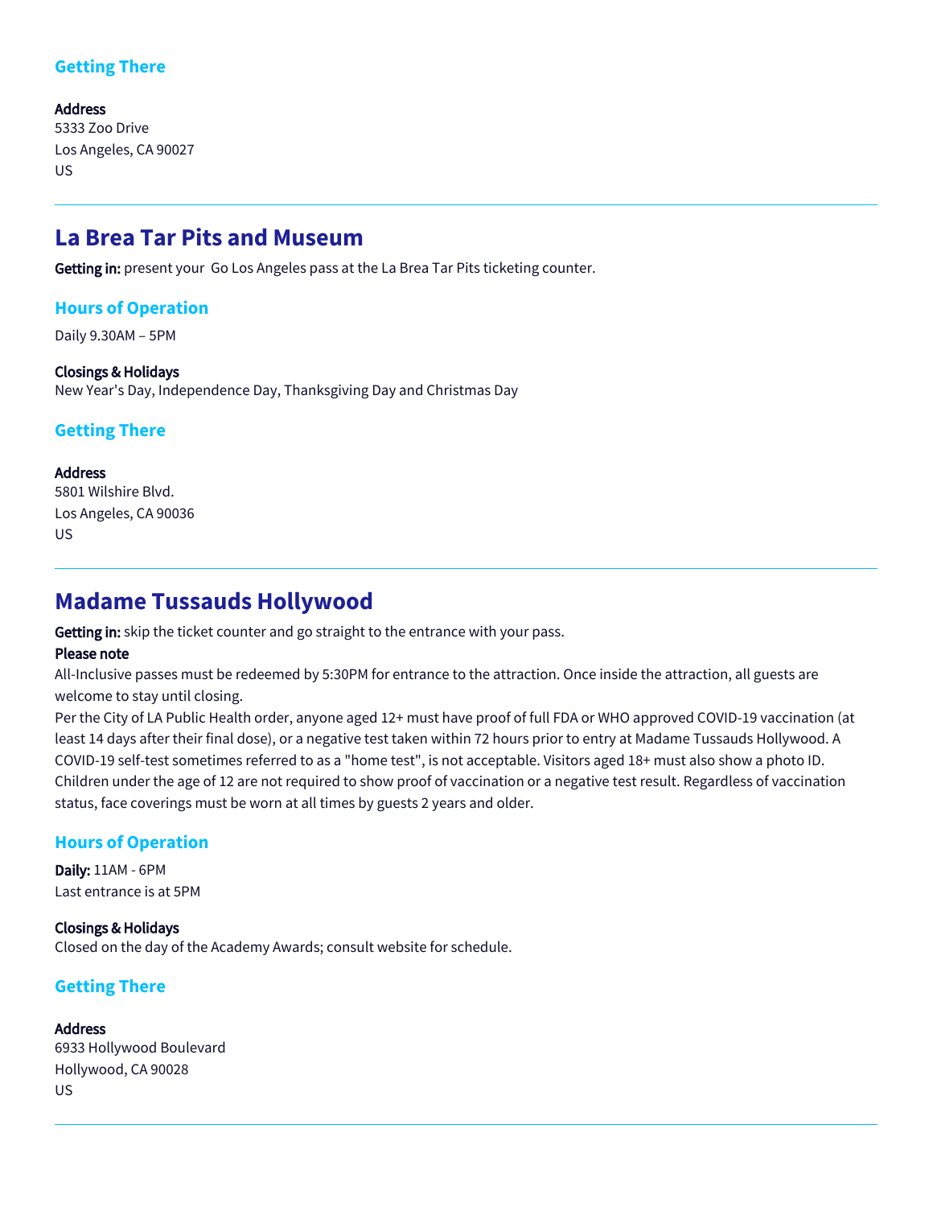### Getting There

**Address**
5333 Zoo Drive
Los Angeles, CA 90027
US

---

## La Brea Tar Pits and Museum

**Getting in:** present your Go Los Angeles pass at the La Brea Tar Pits ticketing counter.

### Hours of Operation

Daily 9.30AM – 5PM

**Closings & Holidays**
New Year's Day, Independence Day, Thanksgiving Day and Christmas Day

### Getting There

**Address**
5801 Wilshire Blvd.
Los Angeles, CA 90036
US

---

## Madame Tussauds Hollywood

**Getting in:** skip the ticket counter and go straight to the entrance with your pass.

**Please note**
All-Inclusive passes must be redeemed by 5:30PM for entrance to the attraction. Once inside the attraction, all guests are welcome to stay until closing.
Per the City of LA Public Health order, anyone aged 12+ must have proof of full FDA or WHO approved COVID-19 vaccination (at least 14 days after their final dose), or a negative test taken within 72 hours prior to entry at Madame Tussauds Hollywood. A COVID-19 self-test sometimes referred to as a "home test", is not acceptable. Visitors aged 18+ must also show a photo ID. Children under the age of 12 are not required to show proof of vaccination or a negative test result. Regardless of vaccination status, face coverings must be worn at all times by guests 2 years and older.

### Hours of Operation

**Daily:** 11AM - 6PM
Last entrance is at 5PM

**Closings & Holidays**
Closed on the day of the Academy Awards; consult website for schedule.

### Getting There

**Address**
6933 Hollywood Boulevard
Hollywood, CA 90028
US

---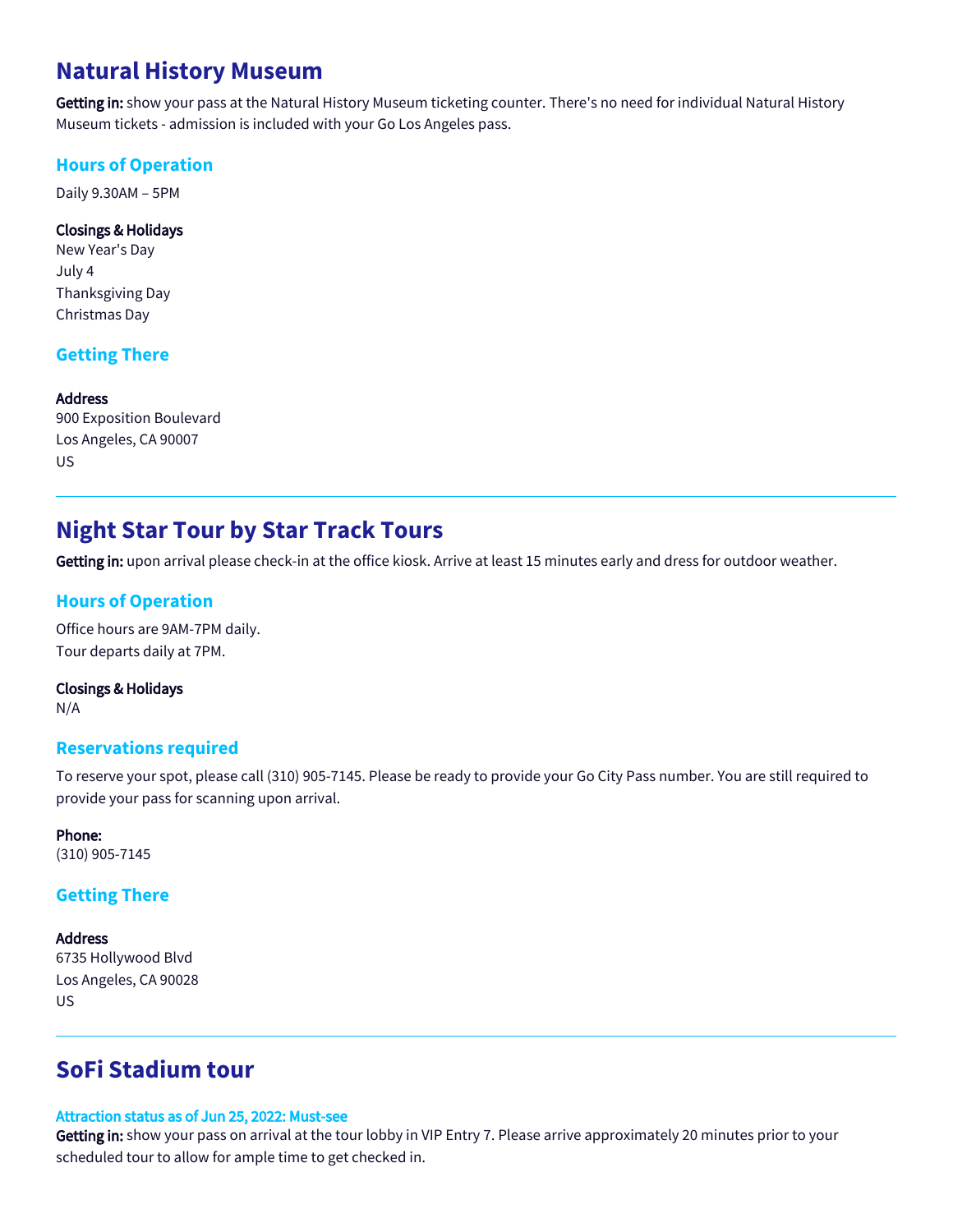## Natural History Museum

**Getting in:** show your pass at the Natural History Museum ticketing counter. There's no need for individual Natural History Museum tickets - admission is included with your Go Los Angeles pass.

### Hours of Operation

Daily 9.30AM – 5PM

**Closings & Holidays**
New Year's Day
July 4
Thanksgiving Day
Christmas Day

### Getting There

**Address**
900 Exposition Boulevard
Los Angeles, CA 90007
US

---

## Night Star Tour by Star Track Tours

**Getting in:** upon arrival please check-in at the office kiosk. Arrive at least 15 minutes early and dress for outdoor weather.

### Hours of Operation

Office hours are 9AM-7PM daily.
Tour departs daily at 7PM.

**Closings & Holidays**
N/A

### Reservations required

To reserve your spot, please call (310) 905-7145. Please be ready to provide your Go City Pass number. You are still required to provide your pass for scanning upon arrival.

**Phone:**
(310) 905-7145

### Getting There

**Address**
6735 Hollywood Blvd
Los Angeles, CA 90028
US

---

## SoFi Stadium tour

#### Attraction status as of Jun 25, 2022: Must-see

**Getting in:** show your pass on arrival at the tour lobby in VIP Entry 7. Please arrive approximately 20 minutes prior to your scheduled tour to allow for ample time to get checked in.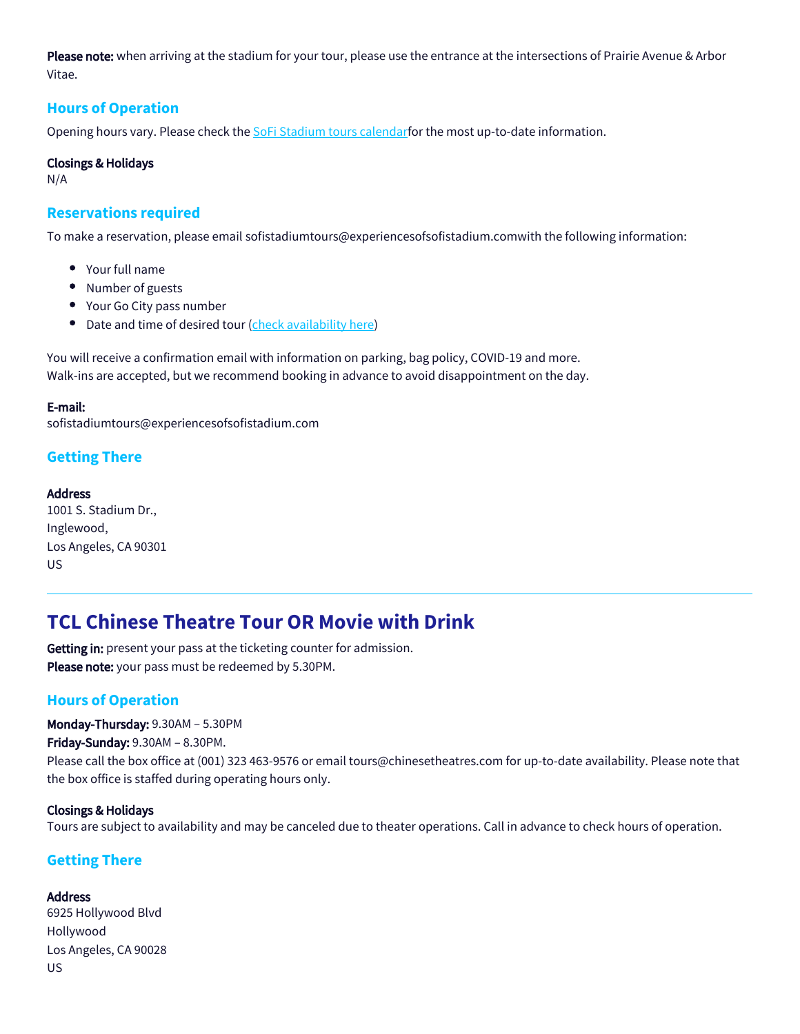**Please note:** when arriving at the stadium for your tour, please use the entrance at the intersections of Prairie Avenue & Arbor Vitae.

### Hours of Operation

Opening hours vary. Please check the SoFi Stadium tours calendarfor the most up-to-date information.

**Closings & Holidays**
N/A

### Reservations required

To make a reservation, please email sofistadiumtours@experiencesofsofistadium.comwith the following information:

- Your full name
- Number of guests
- Your Go City pass number
- Date and time of desired tour (check availability here)

You will receive a confirmation email with information on parking, bag policy, COVID-19 and more.
Walk-ins are accepted, but we recommend booking in advance to avoid disappointment on the day.

**E-mail:**
sofistadiumtours@experiencesofsofistadium.com

### Getting There

**Address**
1001 S. Stadium Dr.,
Inglewood,
Los Angeles, CA 90301
US

---

## TCL Chinese Theatre Tour OR Movie with Drink

**Getting in:** present your pass at the ticketing counter for admission.
**Please note:** your pass must be redeemed by 5.30PM.

### Hours of Operation

**Monday-Thursday:** 9.30AM – 5.30PM
**Friday-Sunday:** 9.30AM – 8.30PM.
Please call the box office at (001) 323 463-9576 or email tours@chinesetheatres.com for up-to-date availability. Please note that the box office is staffed during operating hours only.

**Closings & Holidays**
Tours are subject to availability and may be canceled due to theater operations. Call in advance to check hours of operation.

### Getting There

**Address**
6925 Hollywood Blvd
Hollywood
Los Angeles, CA 90028
US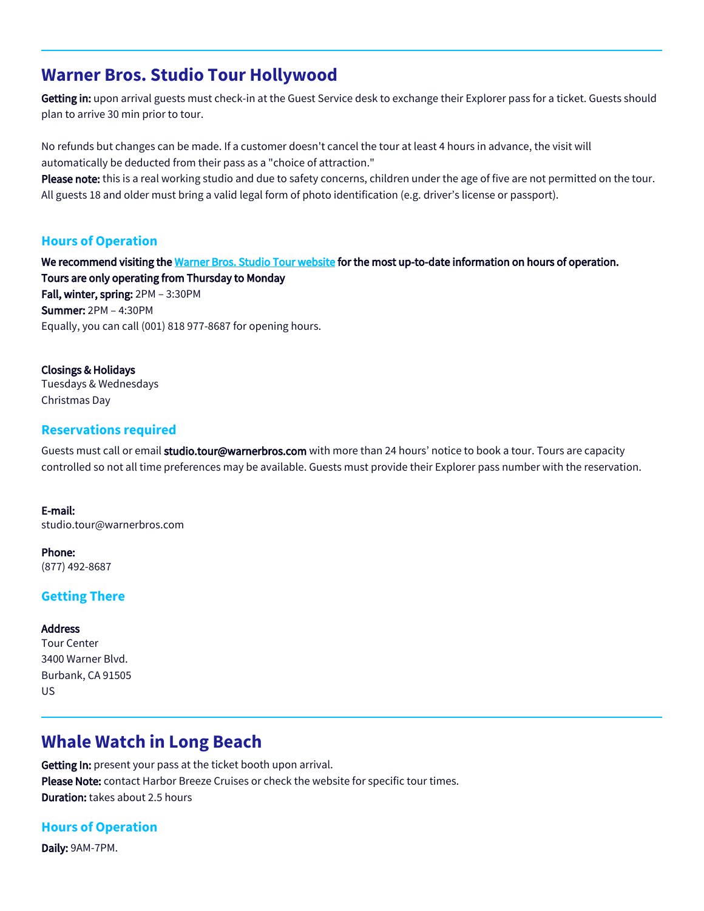## Warner Bros. Studio Tour Hollywood

**Getting in:** upon arrival guests must check-in at the Guest Service desk to exchange their Explorer pass for a ticket. Guests should plan to arrive 30 min prior to tour.

No refunds but changes can be made. If a customer doesn't cancel the tour at least 4 hours in advance, the visit will automatically be deducted from their pass as a "choice of attraction."
**Please note:** this is a real working studio and due to safety concerns, children under the age of five are not permitted on the tour. All guests 18 and older must bring a valid legal form of photo identification (e.g. driver's license or passport).

### Hours of Operation

**We recommend visiting the [Warner Bros. Studio Tour website](Warner Bros. Studio Tour website) for the most up-to-date information on hours of operation.**
**Tours are only operating from Thursday to Monday**
**Fall, winter, spring:** 2PM – 3:30PM
**Summer:** 2PM – 4:30PM
Equally, you can call (001) 818 977-8687 for opening hours.

**Closings & Holidays**
Tuesdays & Wednesdays
Christmas Day

### Reservations required

Guests must call or email **studio.tour@warnerbros.com** with more than 24 hours' notice to book a tour. Tours are capacity controlled so not all time preferences may be available. Guests must provide their Explorer pass number with the reservation.

**E-mail:**
studio.tour@warnerbros.com

**Phone:**
(877) 492-8687

### Getting There

**Address**
Tour Center
3400 Warner Blvd.
Burbank, CA 91505
US

## Whale Watch in Long Beach

**Getting In:** present your pass at the ticket booth upon arrival.
**Please Note:** contact Harbor Breeze Cruises or check the website for specific tour times.
**Duration:** takes about 2.5 hours

### Hours of Operation

**Daily:** 9AM-7PM.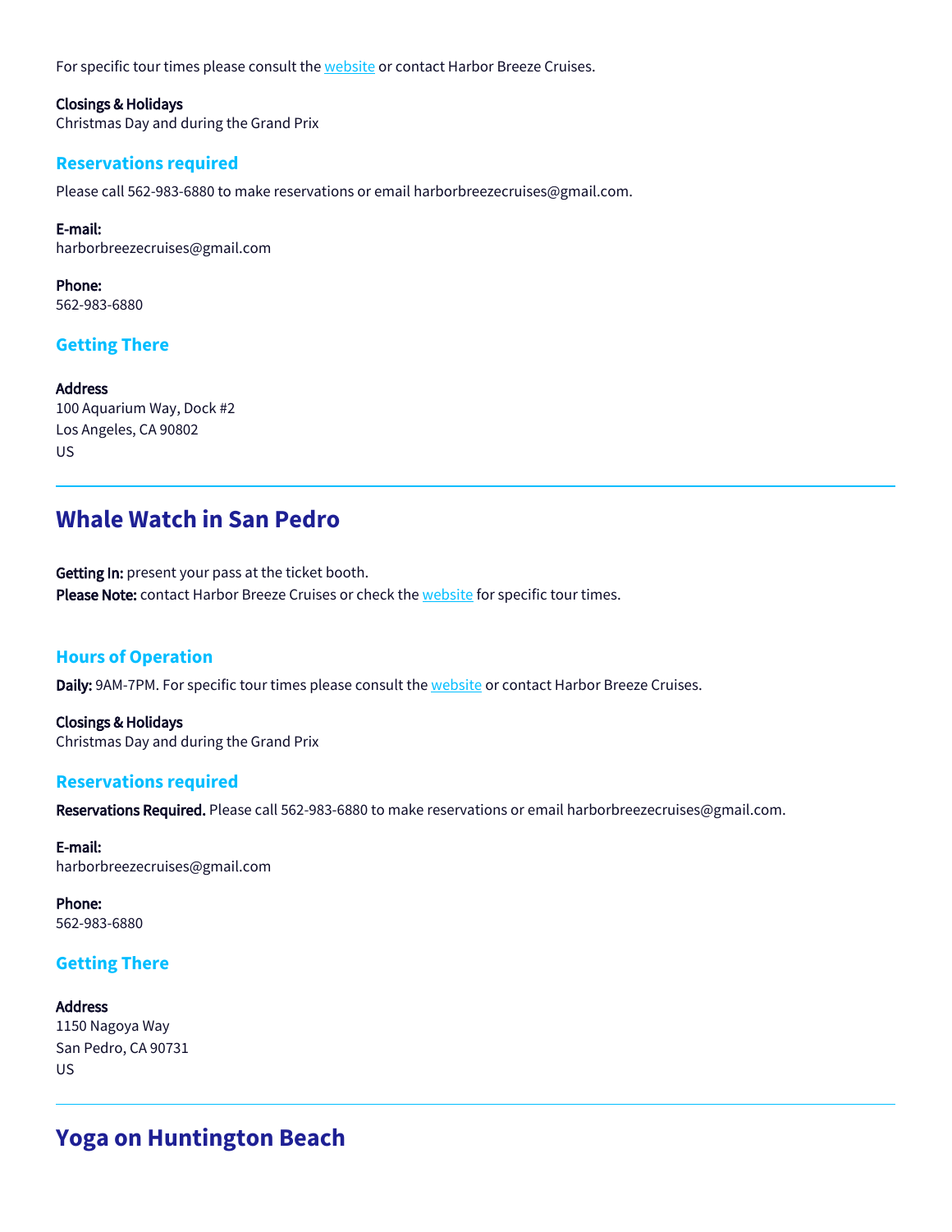For specific tour times please consult the [website](#) or contact Harbor Breeze Cruises.

**Closings & Holidays**
Christmas Day and during the Grand Prix

### Reservations required

Please call 562-983-6880 to make reservations or email harborbreezecruises@gmail.com.

**E-mail:**
harborbreezecruises@gmail.com

**Phone:**
562-983-6880

### Getting There

**Address**
100 Aquarium Way, Dock #2
Los Angeles, CA 90802
US

---

## Whale Watch in San Pedro

**Getting In:** present your pass at the ticket booth.
**Please Note:** contact Harbor Breeze Cruises or check the [website](#) for specific tour times.

### Hours of Operation

**Daily:** 9AM-7PM. For specific tour times please consult the [website](#) or contact Harbor Breeze Cruises.

**Closings & Holidays**
Christmas Day and during the Grand Prix

### Reservations required

**Reservations Required.** Please call 562-983-6880 to make reservations or email harborbreezecruises@gmail.com.

**E-mail:**
harborbreezecruises@gmail.com

**Phone:**
562-983-6880

### Getting There

**Address**
1150 Nagoya Way
San Pedro, CA 90731
US

---

## Yoga on Huntington Beach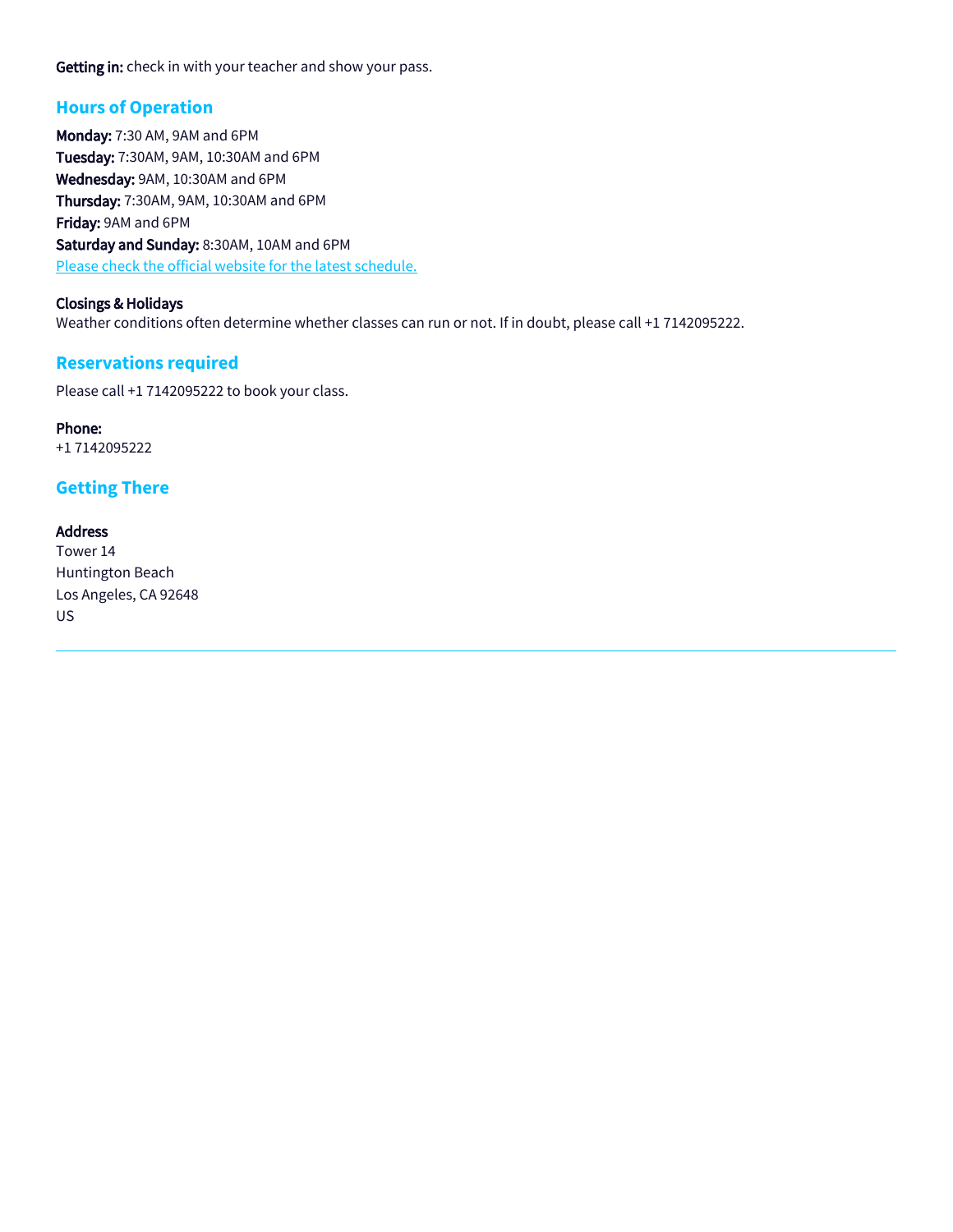**Getting in:** check in with your teacher and show your pass.

## Hours of Operation

**Monday:** 7:30 AM, 9AM and 6PM
**Tuesday:** 7:30AM, 9AM, 10:30AM and 6PM
**Wednesday:** 9AM, 10:30AM and 6PM
**Thursday:** 7:30AM, 9AM, 10:30AM and 6PM
**Friday:** 9AM and 6PM
**Saturday and Sunday:** 8:30AM, 10AM and 6PM
Please check the official website for the latest schedule.

**Closings & Holidays**
Weather conditions often determine whether classes can run or not. If in doubt, please call +1 7142095222.

## Reservations required

Please call +1 7142095222 to book your class.

**Phone:**
+1 7142095222

## Getting There

**Address**
Tower 14
Huntington Beach
Los Angeles, CA 92648
US